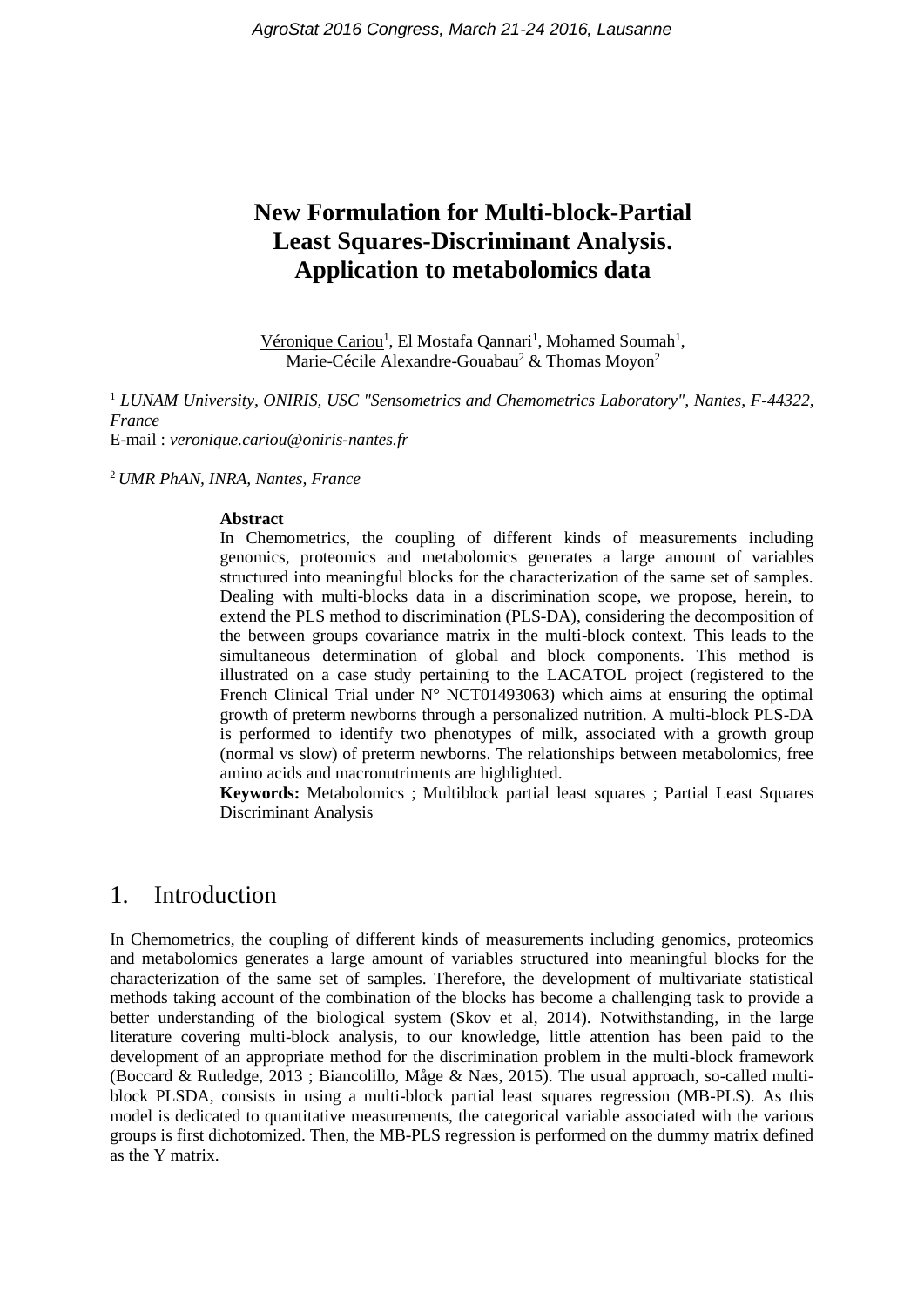# New Formulation for Multi-block-Partial Least Squares-Discriminant Analysis. Application to metabolomics data

Véronique Cariou[1], El Mostafa Qannari[1], Mohamed Soumah[1], Marie-Cécile Alexandre-Gouabau[2] & Thomas Moyon[2]

[1] *LUNAM University, ONIRIS, USC "Sensometrics and Chemometrics Laboratory", Nantes, F-44322, France*
E-mail : *veronique.cariou@oniris-nantes.fr*

[2] *UMR PhAN, INRA, Nantes, France*

**Abstract**

In Chemometrics, the coupling of different kinds of measurements including genomics, proteomics and metabolomics generates a large amount of variables structured into meaningful blocks for the characterization of the same set of samples. Dealing with multi-blocks data in a discrimination scope, we propose, herein, to extend the PLS method to discrimination (PLS-DA), considering the decomposition of the between groups covariance matrix in the multi-block context. This leads to the simultaneous determination of global and block components. This method is illustrated on a case study pertaining to the LACATOL project (registered to the French Clinical Trial under N° NCT01493063) which aims at ensuring the optimal growth of preterm newborns through a personalized nutrition. A multi-block PLS-DA is performed to identify two phenotypes of milk, associated with a growth group (normal vs slow) of preterm newborns. The relationships between metabolomics, free amino acids and macronutriments are highlighted.

**Keywords:** Metabolomics ; Multiblock partial least squares ; Partial Least Squares Discriminant Analysis

## 1. Introduction

In Chemometrics, the coupling of different kinds of measurements including genomics, proteomics and metabolomics generates a large amount of variables structured into meaningful blocks for the characterization of the same set of samples. Therefore, the development of multivariate statistical methods taking account of the combination of the blocks has become a challenging task to provide a better understanding of the biological system (Skov et al, 2014). Notwithstanding, in the large literature covering multi-block analysis, to our knowledge, little attention has been paid to the development of an appropriate method for the discrimination problem in the multi-block framework (Boccard & Rutledge, 2013 ; Biancolillo, Måge & Næs, 2015). The usual approach, so-called multi-block PLSDA, consists in using a multi-block partial least squares regression (MB-PLS). As this model is dedicated to quantitative measurements, the categorical variable associated with the various groups is first dichotomized. Then, the MB-PLS regression is performed on the dummy matrix defined as the Y matrix.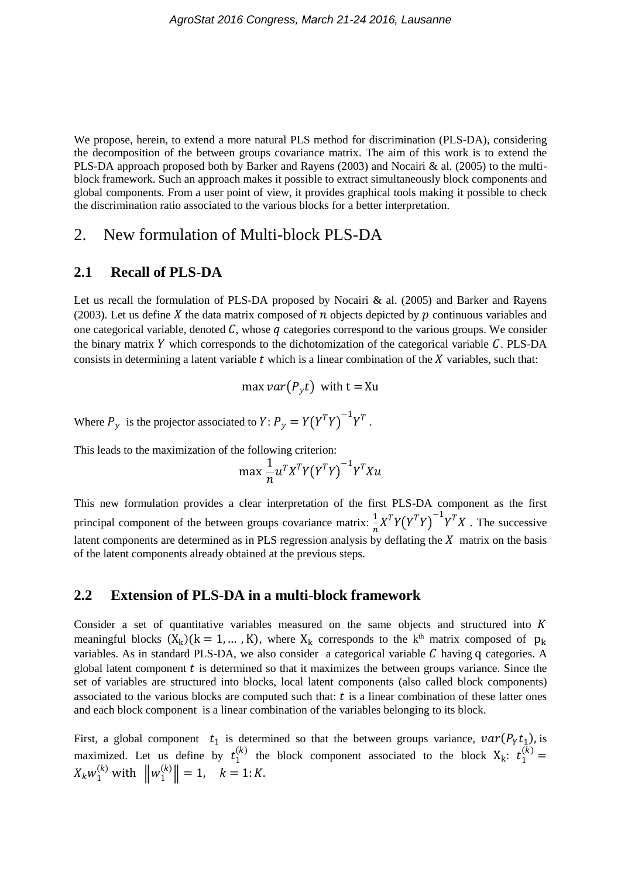We propose, herein, to extend a more natural PLS method for discrimination (PLS-DA), considering the decomposition of the between groups covariance matrix. The aim of this work is to extend the PLS-DA approach proposed both by Barker and Rayens (2003) and Nocairi & al. (2005) to the multi-block framework. Such an approach makes it possible to extract simultaneously block components and global components. From a user point of view, it provides graphical tools making it possible to check the discrimination ratio associated to the various blocks for a better interpretation.

# 2. New formulation of Multi-block PLS-DA

## 2.1 Recall of PLS-DA

Let us recall the formulation of PLS-DA proposed by Nocairi & al. (2005) and Barker and Rayens (2003). Let us define $X$ the data matrix composed of $n$ objects depicted by $p$ continuous variables and one categorical variable, denoted $C$, whose $q$ categories correspond to the various groups. We consider the binary matrix $Y$ which corresponds to the dichotomization of the categorical variable $C$. PLS-DA consists in determining a latent variable $t$ which is a linear combination of the $X$ variables, such that:

$$\max var(P_y t) \text{ with } \mathrm{t} = \mathrm{Xu}$$

Where $P_y$ is the projector associated to $Y$: $P_y = Y\left(Y^T Y\right)^{-1} Y^T$ .

This leads to the maximization of the following criterion:

$$\max \frac{1}{n} u^T X^T Y\left(Y^T Y\right)^{-1} Y^T X u$$

This new formulation provides a clear interpretation of the first PLS-DA component as the first principal component of the between groups covariance matrix: $\frac{1}{n} X^T Y\left(Y^T Y\right)^{-1} Y^T X$ . The successive latent components are determined as in PLS regression analysis by deflating the $X$ matrix on the basis of the latent components already obtained at the previous steps.

## 2.2 Extension of PLS-DA in a multi-block framework

Consider a set of quantitative variables measured on the same objects and structured into $K$ meaningful blocks $(\mathrm{X_k})(\mathrm{k} = 1, \dots, \mathrm{K})$, where $\mathrm{X_k}$ corresponds to the k[th] matrix composed of $\mathrm{p_k}$ variables. As in standard PLS-DA, we also consider a categorical variable $C$ having $\mathrm{q}$ categories. A global latent component $t$ is determined so that it maximizes the between groups variance. Since the set of variables are structured into blocks, local latent components (also called block components) associated to the various blocks are computed such that: $t$ is a linear combination of these latter ones and each block component is a linear combination of the variables belonging to its block.

First, a global component $t_1$ is determined so that the between groups variance, $var(P_Y t_1)$, is maximized. Let us define by $t_1^{(k)}$ the block component associated to the block $\mathrm{X_k}$: $t_1^{(k)} = X_k w_1^{(k)}$ with $\left\|w_1^{(k)}\right\| = 1, \quad k = 1{:}K.$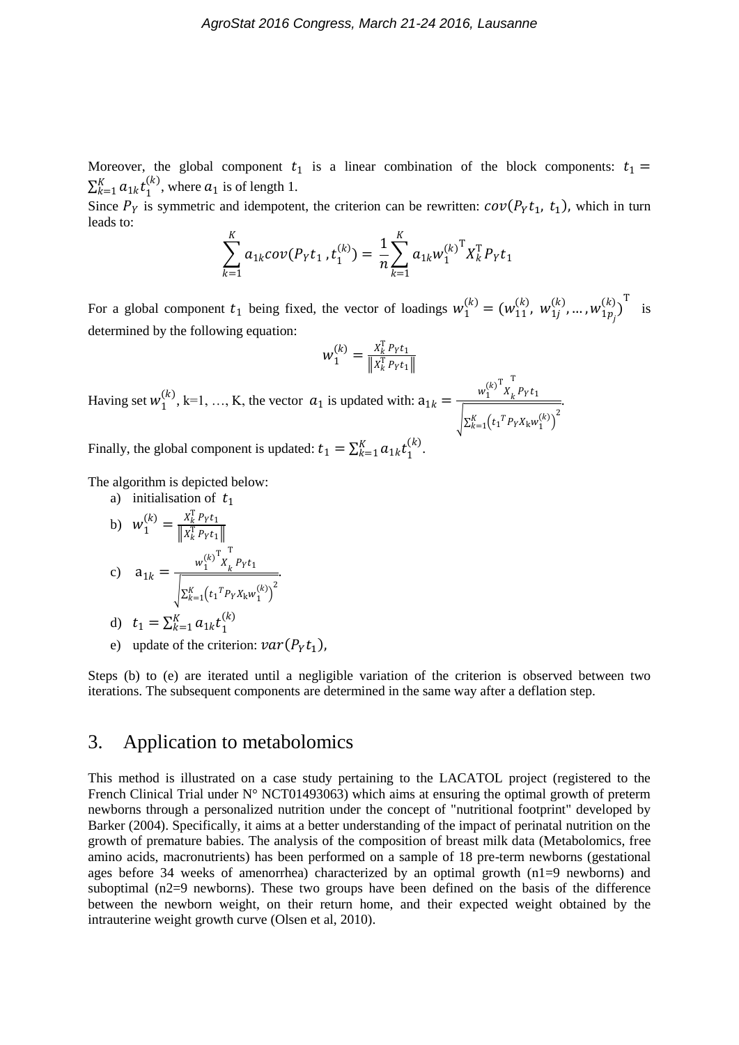Moreover, the global component $t_1$ is a linear combination of the block components: $t_1 = \sum_{k=1}^{K} a_{1k} t_1^{(k)}$, where $a_1$ is of length 1.

Since $P_Y$ is symmetric and idempotent, the criterion can be rewritten: $cov(P_Y t_1,\ t_1)$, which in turn leads to:

$$\sum_{k=1}^{K} a_{1k} cov(P_Y t_1\ , t_1^{(k)}) = \frac{1}{n} \sum_{k=1}^{K} a_{1k} {w_1^{(k)}}^{\mathrm{T}} X_k^{\mathrm{T}} P_Y t_1$$

For a global component $t_1$ being fixed, the vector of loadings $w_1^{(k)} = (w_{11}^{(k)},\ w_{1j}^{(k)}, \ldots, w_{1p_j}^{(k)})^{\mathrm{T}}$ is determined by the following equation:

$$w_1^{(k)} = \frac{X_k^{\mathrm{T}} P_Y t_1}{\left\| X_k^{\mathrm{T}} P_Y t_1 \right\|}$$

Having set $w_1^{(k)}$, k=1, …, K, the vector $a_1$ is updated with: $\mathrm{a}_{1k} = \frac{{w_1^{(k)}}^{\mathrm{T}} {X_k}^{\mathrm{T}} P_Y t_1}{\sqrt{\sum_{k=1}^{K} \left( {t_1}^{T} P_Y X_k w_1^{(k)} \right)^2}}$.

Finally, the global component is updated: $t_1 = \sum_{k=1}^{K} a_{1k} t_1^{(k)}$.

The algorithm is depicted below:

a) initialisation of $t_1$

b) $w_1^{(k)} = \frac{X_k^{\mathrm{T}} P_Y t_1}{\left\| X_k^{\mathrm{T}} P_Y t_1 \right\|}$

c) $\mathrm{a}_{1k} = \frac{{w_1^{(k)}}^{\mathrm{T}} {X_k}^{\mathrm{T}} P_Y t_1}{\sqrt{\sum_{k=1}^{K} \left( {t_1}^{T} P_Y X_k w_1^{(k)} \right)^2}}$.

d) $t_1 = \sum_{k=1}^{K} a_{1k} t_1^{(k)}$

e) update of the criterion: $var(P_Y t_1)$,

Steps (b) to (e) are iterated until a negligible variation of the criterion is observed between two iterations. The subsequent components are determined in the same way after a deflation step.

## 3. Application to metabolomics

This method is illustrated on a case study pertaining to the LACATOL project (registered to the French Clinical Trial under N° NCT01493063) which aims at ensuring the optimal growth of preterm newborns through a personalized nutrition under the concept of "nutritional footprint" developed by Barker (2004). Specifically, it aims at a better understanding of the impact of perinatal nutrition on the growth of premature babies. The analysis of the composition of breast milk data (Metabolomics, free amino acids, macronutrients) has been performed on a sample of 18 pre-term newborns (gestational ages before 34 weeks of amenorrhea) characterized by an optimal growth (n1=9 newborns) and suboptimal (n2=9 newborns). These two groups have been defined on the basis of the difference between the newborn weight, on their return home, and their expected weight obtained by the intrauterine weight growth curve (Olsen et al, 2010).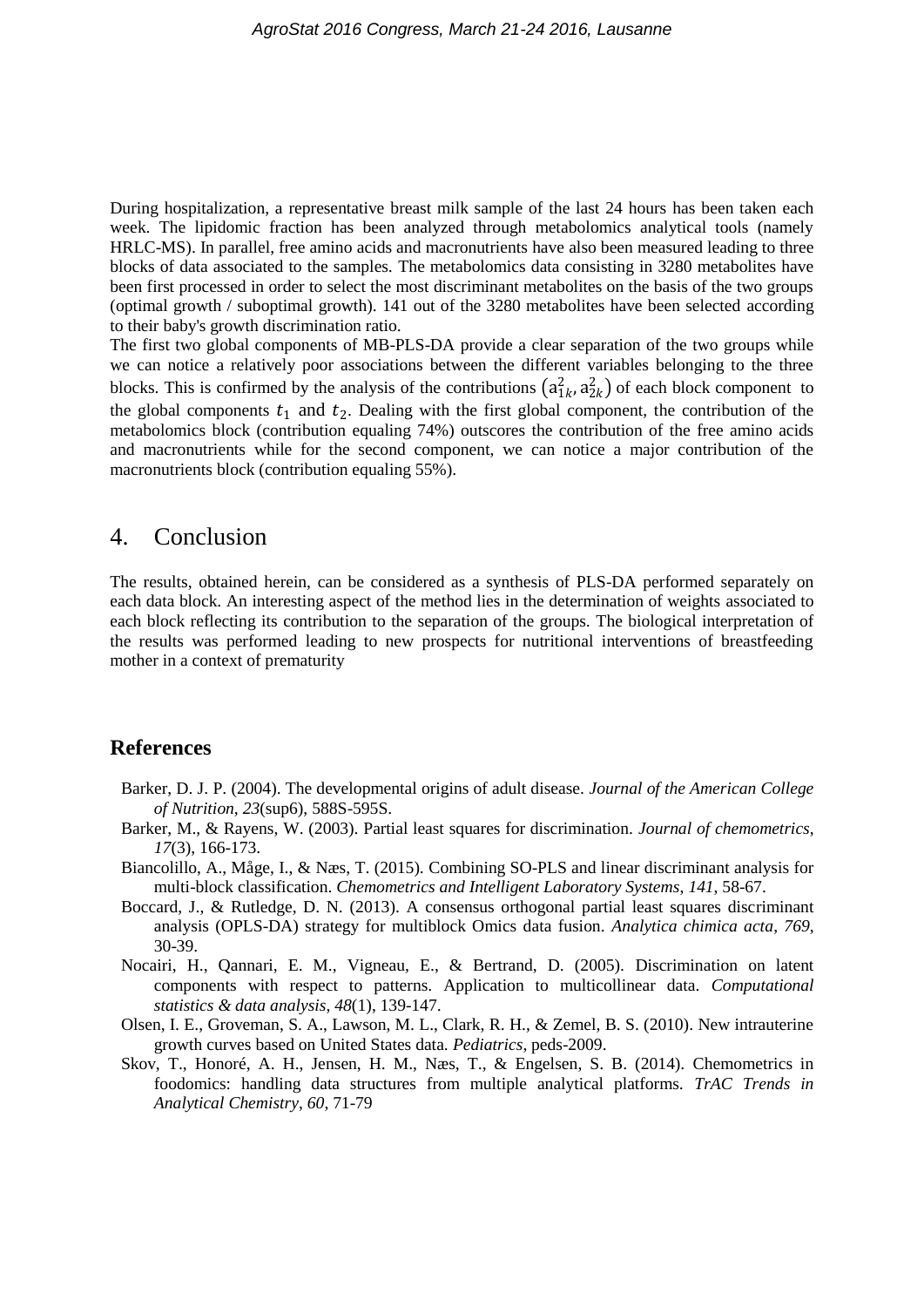During hospitalization, a representative breast milk sample of the last 24 hours has been taken each week. The lipidomic fraction has been analyzed through metabolomics analytical tools (namely HRLC-MS). In parallel, free amino acids and macronutrients have also been measured leading to three blocks of data associated to the samples. The metabolomics data consisting in 3280 metabolites have been first processed in order to select the most discriminant metabolites on the basis of the two groups (optimal growth / suboptimal growth). 141 out of the 3280 metabolites have been selected according to their baby's growth discrimination ratio.

The first two global components of MB-PLS-DA provide a clear separation of the two groups while we can notice a relatively poor associations between the different variables belonging to the three blocks. This is confirmed by the analysis of the contributions $\left(a_{1k}^2, a_{2k}^2\right)$ of each block component to the global components $t_1$ and $t_2$. Dealing with the first global component, the contribution of the metabolomics block (contribution equaling 74%) outscores the contribution of the free amino acids and macronutrients while for the second component, we can notice a major contribution of the macronutrients block (contribution equaling 55%).

## 4. Conclusion

The results, obtained herein, can be considered as a synthesis of PLS-DA performed separately on each data block. An interesting aspect of the method lies in the determination of weights associated to each block reflecting its contribution to the separation of the groups. The biological interpretation of the results was performed leading to new prospects for nutritional interventions of breastfeeding mother in a context of prematurity

## References

Barker, D. J. P. (2004). The developmental origins of adult disease. *Journal of the American College of Nutrition*, *23*(sup6), 588S-595S.

Barker, M., & Rayens, W. (2003). Partial least squares for discrimination. *Journal of chemometrics*, *17*(3), 166-173.

Biancolillo, A., Måge, I., & Næs, T. (2015). Combining SO-PLS and linear discriminant analysis for multi-block classification. *Chemometrics and Intelligent Laboratory Systems*, *141*, 58-67.

Boccard, J., & Rutledge, D. N. (2013). A consensus orthogonal partial least squares discriminant analysis (OPLS-DA) strategy for multiblock Omics data fusion. *Analytica chimica acta*, *769*, 30-39.

Nocairi, H., Qannari, E. M., Vigneau, E., & Bertrand, D. (2005). Discrimination on latent components with respect to patterns. Application to multicollinear data. *Computational statistics & data analysis*, *48*(1), 139-147.

Olsen, I. E., Groveman, S. A., Lawson, M. L., Clark, R. H., & Zemel, B. S. (2010). New intrauterine growth curves based on United States data. *Pediatrics*, peds-2009.

Skov, T., Honoré, A. H., Jensen, H. M., Næs, T., & Engelsen, S. B. (2014). Chemometrics in foodomics: handling data structures from multiple analytical platforms. *TrAC Trends in Analytical Chemistry*, *60*, 71-79